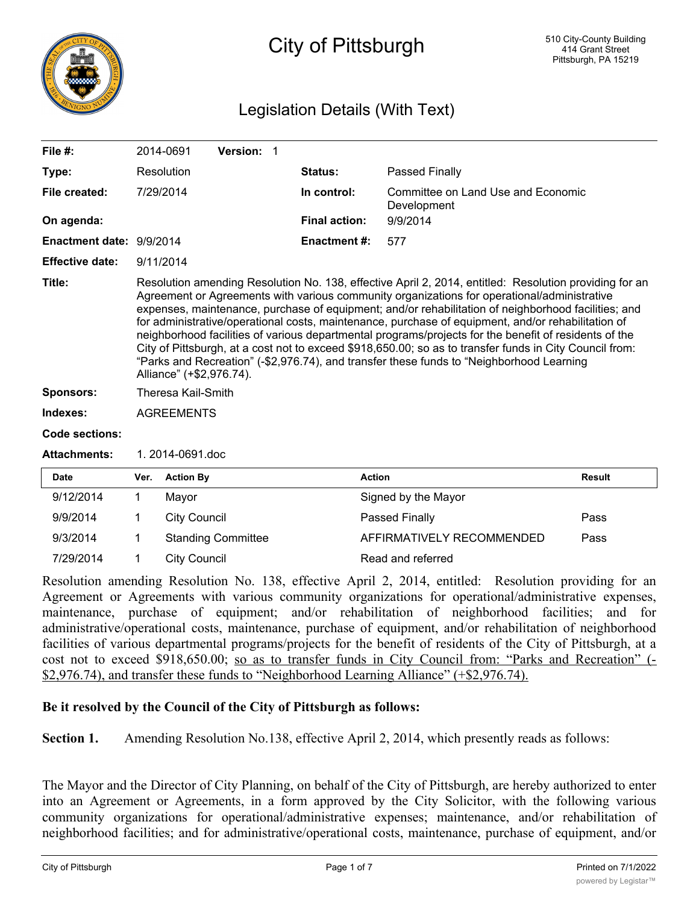# City of Pittsburgh

510 City-County Building
414 Grant Street
Pittsburgh, PA 15219

## Legislation Details (With Text)

| | | | |
|---|---|---|---|
| **File #:** | 2014-0691 **Version:** 1 | | |
| **Type:** | Resolution | **Status:** | Passed Finally |
| **File created:** | 7/29/2014 | **In control:** | Committee on Land Use and Economic Development |
| **On agenda:** | | **Final action:** | 9/9/2014 |
| **Enactment date:** | 9/9/2014 | **Enactment #:** | 577 |
| **Effective date:** | 9/11/2014 | | |

**Title:** Resolution amending Resolution No. 138, effective April 2, 2014, entitled: Resolution providing for an Agreement or Agreements with various community organizations for operational/administrative expenses, maintenance, purchase of equipment; and/or rehabilitation of neighborhood facilities; and for administrative/operational costs, maintenance, purchase of equipment, and/or rehabilitation of neighborhood facilities of various departmental programs/projects for the benefit of residents of the City of Pittsburgh, at a cost not to exceed $918,650.00; so as to transfer funds in City Council from: "Parks and Recreation" (-$2,976.74), and transfer these funds to "Neighborhood Learning Alliance" (+$2,976.74).

**Sponsors:** Theresa Kail-Smith

**Indexes:** AGREEMENTS

**Code sections:**

**Attachments:** 1. 2014-0691.doc

| Date | Ver. | Action By | Action | Result |
|---|---|---|---|---|
| 9/12/2014 | 1 | Mayor | Signed by the Mayor | |
| 9/9/2014 | 1 | City Council | Passed Finally | Pass |
| 9/3/2014 | 1 | Standing Committee | AFFIRMATIVELY RECOMMENDED | Pass |
| 7/29/2014 | 1 | City Council | Read and referred | |

Resolution amending Resolution No. 138, effective April 2, 2014, entitled: Resolution providing for an Agreement or Agreements with various community organizations for operational/administrative expenses, maintenance, purchase of equipment; and/or rehabilitation of neighborhood facilities; and for administrative/operational costs, maintenance, purchase of equipment, and/or rehabilitation of neighborhood facilities of various departmental programs/projects for the benefit of residents of the City of Pittsburgh, at a cost not to exceed $918,650.00; <u>so as to transfer funds in City Council from: "Parks and Recreation" (-$2,976.74), and transfer these funds to "Neighborhood Learning Alliance" (+$2,976.74).</u>

**Be it resolved by the Council of the City of Pittsburgh as follows:**

**Section 1.** Amending Resolution No.138, effective April 2, 2014, which presently reads as follows:

The Mayor and the Director of City Planning, on behalf of the City of Pittsburgh, are hereby authorized to enter into an Agreement or Agreements, in a form approved by the City Solicitor, with the following various community organizations for operational/administrative expenses; maintenance, and/or rehabilitation of neighborhood facilities; and for administrative/operational costs, maintenance, purchase of equipment, and/or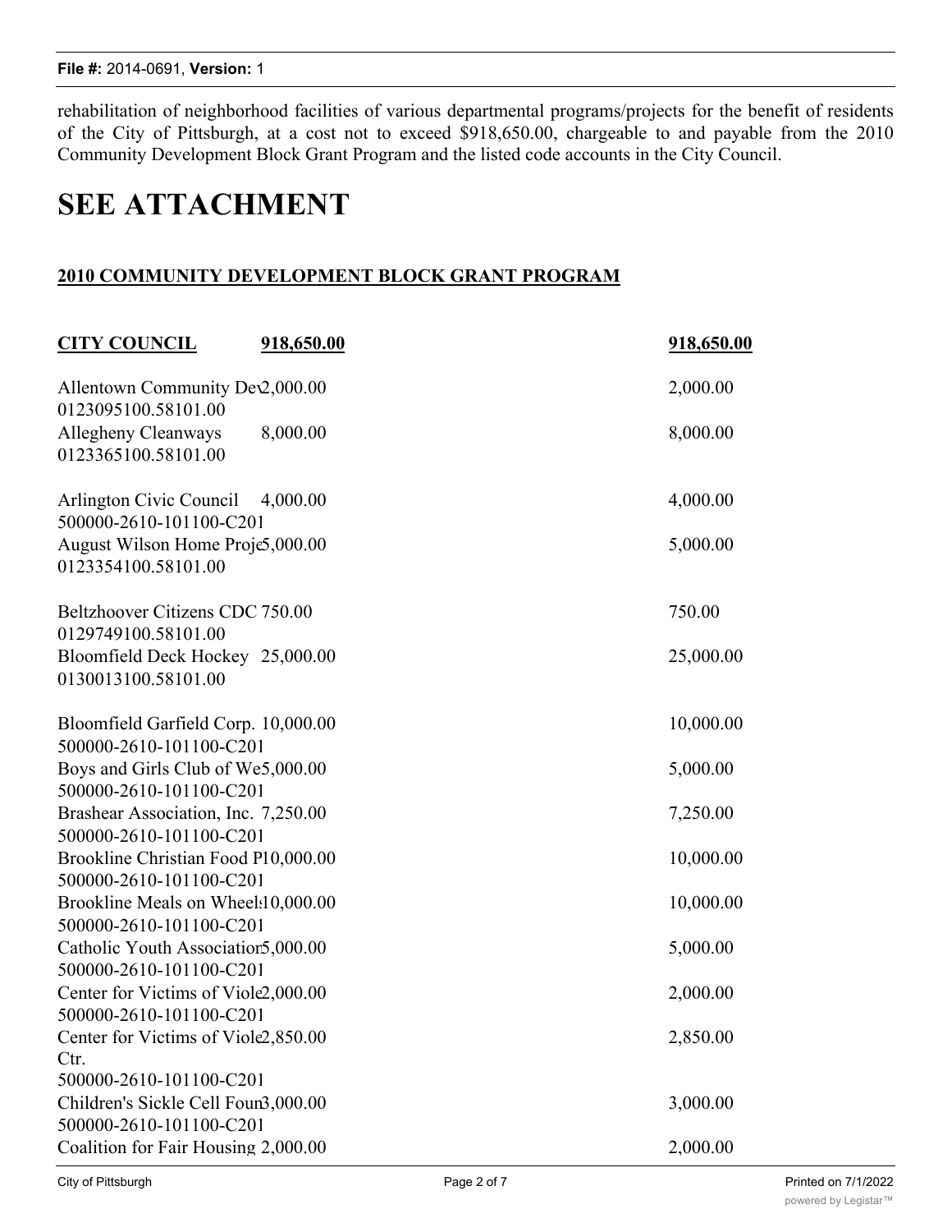rehabilitation of neighborhood facilities of various departmental programs/projects for the benefit of residents of the City of Pittsburgh, at a cost not to exceed $918,650.00, chargeable to and payable from the 2010 Community Development Block Grant Program and the listed code accounts in the City Council.

# SEE ATTACHMENT

**2010 COMMUNITY DEVELOPMENT BLOCK GRANT PROGRAM**

| **CITY COUNCIL** | **918,650.00** | **918,650.00** |
|---|---|---|
| Allentown Community Dev<br>0123095100.58101.00 | 2,000.00 | 2,000.00 |
| Allegheny Cleanways<br>0123365100.58101.00 | 8,000.00 | 8,000.00 |
| Arlington Civic Council<br>500000-2610-101100-C201 | 4,000.00 | 4,000.00 |
| August Wilson Home Proje<br>0123354100.58101.00 | 5,000.00 | 5,000.00 |
| Beltzhoover Citizens CDC<br>0129749100.58101.00 | 750.00 | 750.00 |
| Bloomfield Deck Hockey<br>0130013100.58101.00 | 25,000.00 | 25,000.00 |
| Bloomfield Garfield Corp.<br>500000-2610-101100-C201 | 10,000.00 | 10,000.00 |
| Boys and Girls Club of We<br>500000-2610-101100-C201 | 5,000.00 | 5,000.00 |
| Brashear Association, Inc.<br>500000-2610-101100-C201 | 7,250.00 | 7,250.00 |
| Brookline Christian Food P<br>500000-2610-101100-C201 | 10,000.00 | 10,000.00 |
| Brookline Meals on Wheel<br>500000-2610-101100-C201 | 10,000.00 | 10,000.00 |
| Catholic Youth Associatior<br>500000-2610-101100-C201 | 5,000.00 | 5,000.00 |
| Center for Victims of Viole<br>500000-2610-101100-C201 | 2,000.00 | 2,000.00 |
| Center for Victims of Viole Ctr.<br>500000-2610-101100-C201 | 2,850.00 | 2,850.00 |
| Children's Sickle Cell Foun<br>500000-2610-101100-C201 | 3,000.00 | 3,000.00 |
| Coalition for Fair Housing | 2,000.00 | 2,000.00 |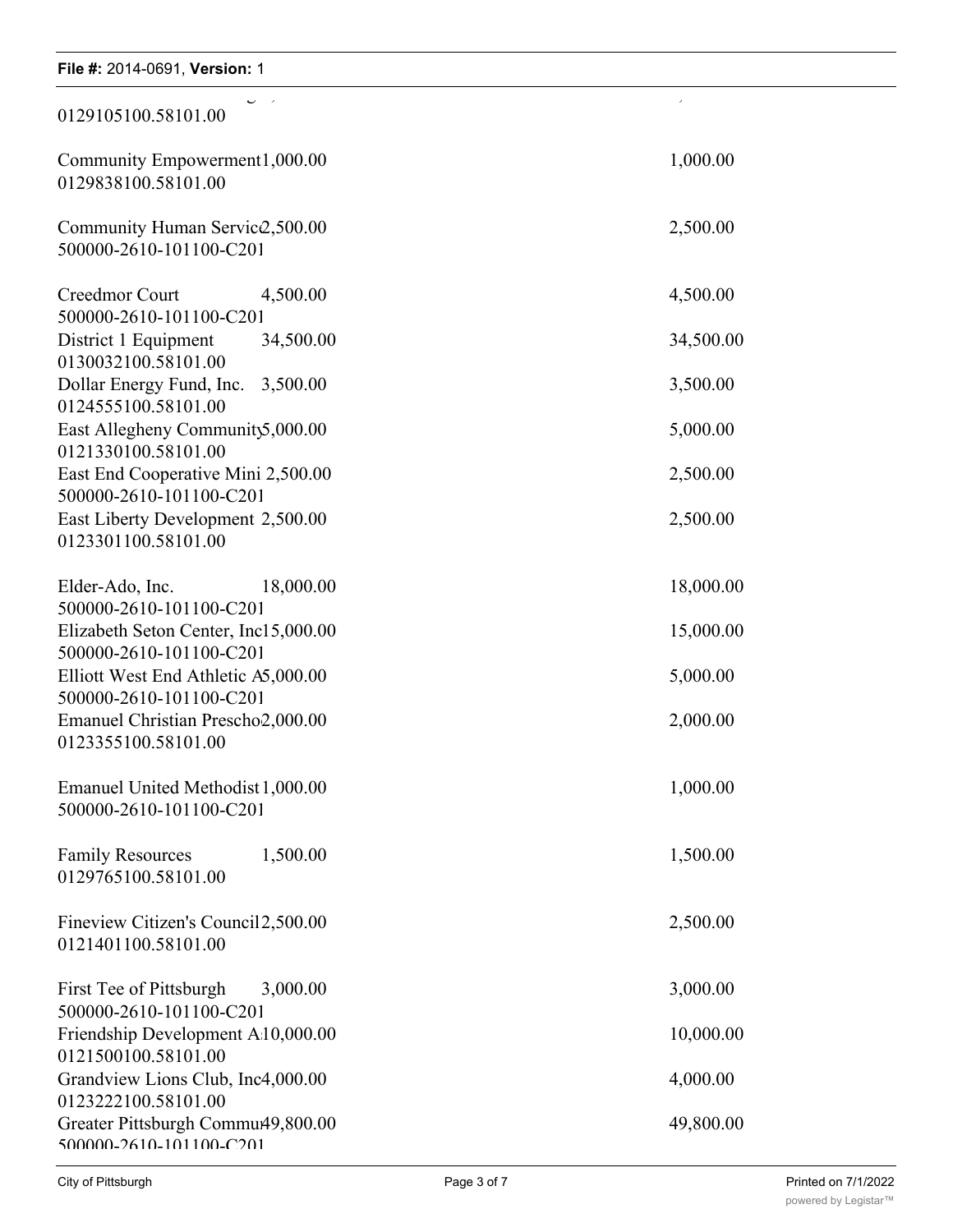| | | |
|---|---|---|
| 0129105100.58101.00 | | |
| Community Empowerment | 1,000.00 | 1,000.00 |
| 0129838100.58101.00 | | |
| Community Human Servic | 2,500.00 | 2,500.00 |
| 500000-2610-101100-C201 | | |
| Creedmor Court | 4,500.00 | 4,500.00 |
| 500000-2610-101100-C201 | | |
| District 1 Equipment | 34,500.00 | 34,500.00 |
| 0130032100.58101.00 | | |
| Dollar Energy Fund, Inc. | 3,500.00 | 3,500.00 |
| 0124555100.58101.00 | | |
| East Allegheny Community | 5,000.00 | 5,000.00 |
| 0121330100.58101.00 | | |
| East End Cooperative Mini | 2,500.00 | 2,500.00 |
| 500000-2610-101100-C201 | | |
| East Liberty Development | 2,500.00 | 2,500.00 |
| 0123301100.58101.00 | | |
| Elder-Ado, Inc. | 18,000.00 | 18,000.00 |
| 500000-2610-101100-C201 | | |
| Elizabeth Seton Center, Inc | 15,000.00 | 15,000.00 |
| 500000-2610-101100-C201 | | |
| Elliott West End Athletic A | 5,000.00 | 5,000.00 |
| 500000-2610-101100-C201 | | |
| Emanuel Christian Prescho | 2,000.00 | 2,000.00 |
| 0123355100.58101.00 | | |
| Emanuel United Methodist | 1,000.00 | 1,000.00 |
| 500000-2610-101100-C201 | | |
| Family Resources | 1,500.00 | 1,500.00 |
| 0129765100.58101.00 | | |
| Fineview Citizen's Council | 2,500.00 | 2,500.00 |
| 0121401100.58101.00 | | |
| First Tee of Pittsburgh | 3,000.00 | 3,000.00 |
| 500000-2610-101100-C201 | | |
| Friendship Development A | 10,000.00 | 10,000.00 |
| 0121500100.58101.00 | | |
| Grandview Lions Club, Inc | 4,000.00 | 4,000.00 |
| 0123222100.58101.00 | | |
| Greater Pittsburgh Commu | 49,800.00 | 49,800.00 |
| 500000-2610-101100-C201 | | |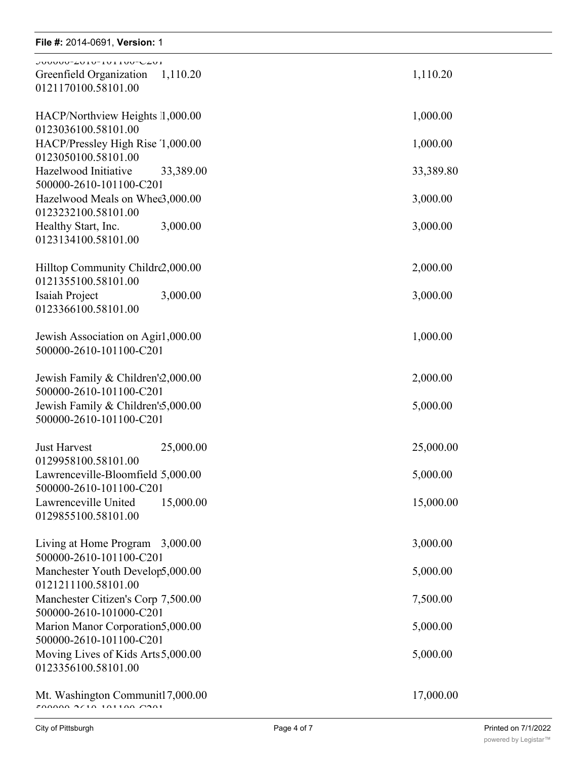| | | |
|---|---|---|
| 500000-2610-101100-C201 | | |
| Greenfield Organization 0121170100.58101.00 | 1,110.20 | 1,110.20 |
| HACP/Northview Heights 0123036100.58101.00 | 1,000.00 | 1,000.00 |
| HACP/Pressley High Rise 0123050100.58101.00 | 1,000.00 | 1,000.00 |
| Hazelwood Initiative 500000-2610-101100-C201 | 33,389.00 | 33,389.80 |
| Hazelwood Meals on Whee 0123232100.58101.00 | 3,000.00 | 3,000.00 |
| Healthy Start, Inc. 0123134100.58101.00 | 3,000.00 | 3,000.00 |
| Hilltop Community Childre 0121355100.58101.00 | 2,000.00 | 2,000.00 |
| Isaiah Project 0123366100.58101.00 | 3,000.00 | 3,000.00 |
| Jewish Association on Agi 500000-2610-101100-C201 | 1,000.00 | 1,000.00 |
| Jewish Family & Children' 500000-2610-101100-C201 | 2,000.00 | 2,000.00 |
| Jewish Family & Children' 500000-2610-101100-C201 | 5,000.00 | 5,000.00 |
| Just Harvest 0129958100.58101.00 | 25,000.00 | 25,000.00 |
| Lawrenceville-Bloomfield 500000-2610-101100-C201 | 5,000.00 | 5,000.00 |
| Lawrenceville United 0129855100.58101.00 | 15,000.00 | 15,000.00 |
| Living at Home Program 500000-2610-101100-C201 | 3,000.00 | 3,000.00 |
| Manchester Youth Develop 0121211100.58101.00 | 5,000.00 | 5,000.00 |
| Manchester Citizen's Corp 500000-2610-101000-C201 | 7,500.00 | 7,500.00 |
| Marion Manor Corporation 500000-2610-101100-C201 | 5,000.00 | 5,000.00 |
| Moving Lives of Kids Arts 0123356100.58101.00 | 5,000.00 | 5,000.00 |
| Mt. Washington Communit 500000-2610-101100-C201 | 17,000.00 | 17,000.00 |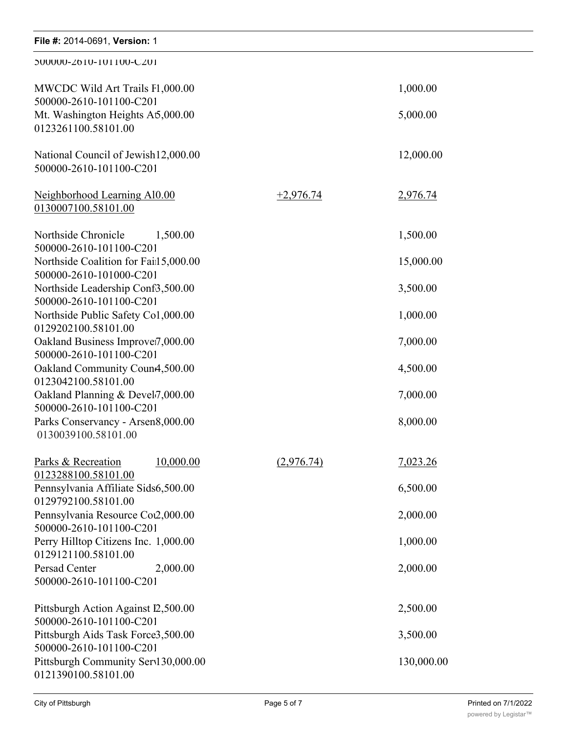500000-2610-101100-C201

| | | | |
|---|---|---|---|
| MWCDC Wild Art Trails F<br>500000-2610-101100-C201 | 1,000.00 | | 1,000.00 |
| Mt. Washington Heights A<br>0123261100.58101.00 | 5,000.00 | | 5,000.00 |
| National Council of Jewish<br>500000-2610-101100-C201 | 12,000.00 | | 12,000.00 |
| <u>Neighborhood Learning A</u><br><u>0130007100.58101.00</u> | <u>0.00</u> | <u>+2,976.74</u> | <u>2,976.74</u> |
| Northside Chronicle<br>500000-2610-101100-C201 | 1,500.00 | | 1,500.00 |
| Northside Coalition for Fai<br>500000-2610-101000-C201 | 15,000.00 | | 15,000.00 |
| Northside Leadership Conf<br>500000-2610-101100-C201 | 3,500.00 | | 3,500.00 |
| Northside Public Safety Co<br>0129202100.58101.00 | 1,000.00 | | 1,000.00 |
| Oakland Business Improve<br>500000-2610-101100-C201 | 7,000.00 | | 7,000.00 |
| Oakland Community Coun<br>0123042100.58101.00 | 4,500.00 | | 4,500.00 |
| Oakland Planning & Devel<br>500000-2610-101100-C201 | 7,000.00 | | 7,000.00 |
| Parks Conservancy - Arsen<br>0130039100.58101.00 | 8,000.00 | | 8,000.00 |
| <u>Parks & Recreation</u><br><u>0123288100.58101.00</u> | <u>10,000.00</u> | <u>(2,976.74)</u> | <u>7,023.26</u> |
| Pennsylvania Affiliate Sids<br>0129792100.58101.00 | 6,500.00 | | 6,500.00 |
| Pennsylvania Resource Co<br>500000-2610-101100-C201 | 2,000.00 | | 2,000.00 |
| Perry Hilltop Citizens Inc.<br>0129121100.58101.00 | 1,000.00 | | 1,000.00 |
| Persad Center<br>500000-2610-101100-C201 | 2,000.00 | | 2,000.00 |
| Pittsburgh Action Against I<br>500000-2610-101100-C201 | 2,500.00 | | 2,500.00 |
| Pittsburgh Aids Task Force<br>500000-2610-101100-C201 | 3,500.00 | | 3,500.00 |
| Pittsburgh Community Ser<br>0121390100.58101.00 | 130,000.00 | | 130,000.00 |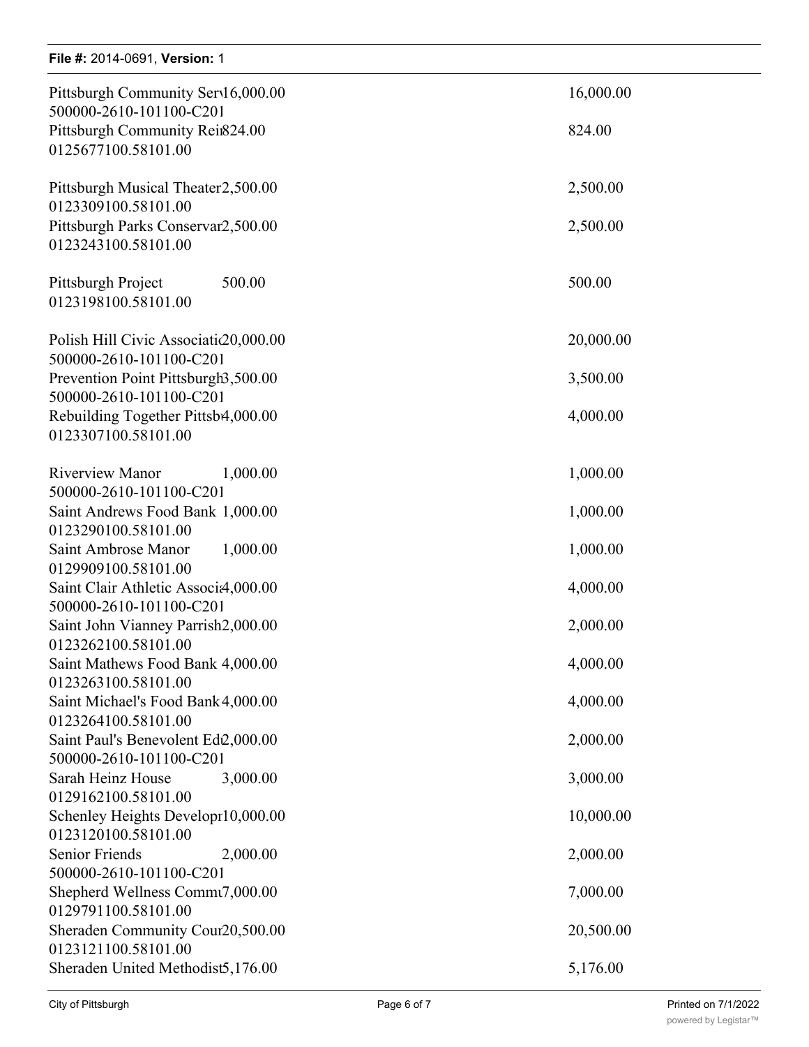| | | |
|---|---|---|
| Pittsburgh Community Serv<br>500000-2610-101100-C201 | 16,000.00 | 16,000.00 |
| Pittsburgh Community Rei<br>0125677100.58101.00 | 824.00 | 824.00 |
| Pittsburgh Musical Theater<br>0123309100.58101.00 | 2,500.00 | 2,500.00 |
| Pittsburgh Parks Conservar<br>0123243100.58101.00 | 2,500.00 | 2,500.00 |
| Pittsburgh Project<br>0123198100.58101.00 | 500.00 | 500.00 |
| Polish Hill Civic Associati<br>500000-2610-101100-C201 | 20,000.00 | 20,000.00 |
| Prevention Point Pittsburgh<br>500000-2610-101100-C201 | 3,500.00 | 3,500.00 |
| Rebuilding Together Pittsb<br>0123307100.58101.00 | 4,000.00 | 4,000.00 |
| Riverview Manor<br>500000-2610-101100-C201 | 1,000.00 | 1,000.00 |
| Saint Andrews Food Bank<br>0123290100.58101.00 | 1,000.00 | 1,000.00 |
| Saint Ambrose Manor<br>0129909100.58101.00 | 1,000.00 | 1,000.00 |
| Saint Clair Athletic Associ<br>500000-2610-101100-C201 | 4,000.00 | 4,000.00 |
| Saint John Vianney Parrish<br>0123262100.58101.00 | 2,000.00 | 2,000.00 |
| Saint Mathews Food Bank<br>0123263100.58101.00 | 4,000.00 | 4,000.00 |
| Saint Michael's Food Bank<br>0123264100.58101.00 | 4,000.00 | 4,000.00 |
| Saint Paul's Benevolent Ed<br>500000-2610-101100-C201 | 2,000.00 | 2,000.00 |
| Sarah Heinz House<br>0129162100.58101.00 | 3,000.00 | 3,000.00 |
| Schenley Heights Develop<br>0123120100.58101.00 | 10,000.00 | 10,000.00 |
| Senior Friends<br>500000-2610-101100-C201 | 2,000.00 | 2,000.00 |
| Shepherd Wellness Comm<br>0129791100.58101.00 | 7,000.00 | 7,000.00 |
| Sheraden Community Cour<br>0123121100.58101.00 | 20,500.00 | 20,500.00 |
| Sheraden United Methodist | 5,176.00 | 5,176.00 |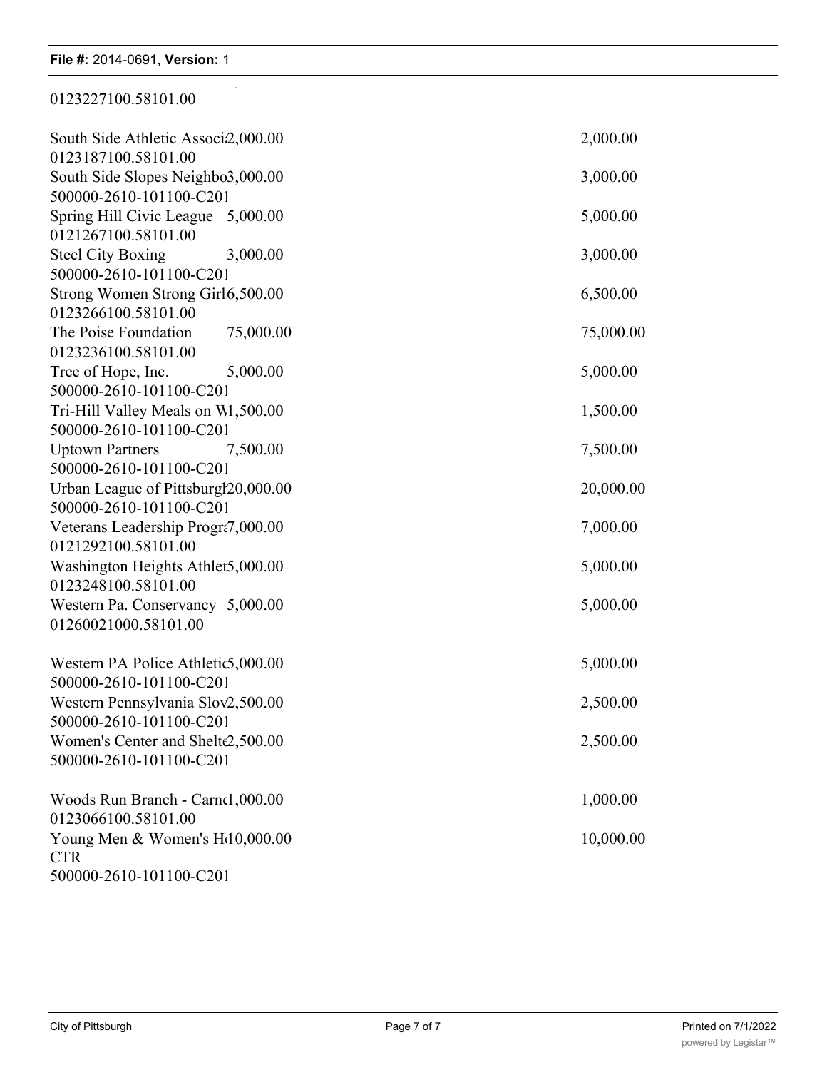0123227100.58101.00

| | | |
|---|---|---|
| South Side Athletic Associ | 2,000.00 | 2,000.00 |
| 0123187100.58101.00 | | |
| South Side Slopes Neighbo | 3,000.00 | 3,000.00 |
| 500000-2610-101100-C201 | | |
| Spring Hill Civic League | 5,000.00 | 5,000.00 |
| 0121267100.58101.00 | | |
| Steel City Boxing | 3,000.00 | 3,000.00 |
| 500000-2610-101100-C201 | | |
| Strong Women Strong Girl | 6,500.00 | 6,500.00 |
| 0123266100.58101.00 | | |
| The Poise Foundation | 75,000.00 | 75,000.00 |
| 0123236100.58101.00 | | |
| Tree of Hope, Inc. | 5,000.00 | 5,000.00 |
| 500000-2610-101100-C201 | | |
| Tri-Hill Valley Meals on W | 1,500.00 | 1,500.00 |
| 500000-2610-101100-C201 | | |
| Uptown Partners | 7,500.00 | 7,500.00 |
| 500000-2610-101100-C201 | | |
| Urban League of Pittsburgh | 20,000.00 | 20,000.00 |
| 500000-2610-101100-C201 | | |
| Veterans Leadership Progra | 7,000.00 | 7,000.00 |
| 0121292100.58101.00 | | |
| Washington Heights Athlet | 5,000.00 | 5,000.00 |
| 0123248100.58101.00 | | |
| Western Pa. Conservancy | 5,000.00 | 5,000.00 |
| 01260021000.58101.00 | | |
| Western PA Police Athletic | 5,000.00 | 5,000.00 |
| 500000-2610-101100-C201 | | |
| Western Pennsylvania Slov | 2,500.00 | 2,500.00 |
| 500000-2610-101100-C201 | | |
| Women's Center and Shelte | 2,500.00 | 2,500.00 |
| 500000-2610-101100-C201 | | |
| Woods Run Branch - Carne | 1,000.00 | 1,000.00 |
| 0123066100.58101.00 | | |
| Young Men & Women's H CTR | 10,000.00 | 10,000.00 |
| 500000-2610-101100-C201 | | |